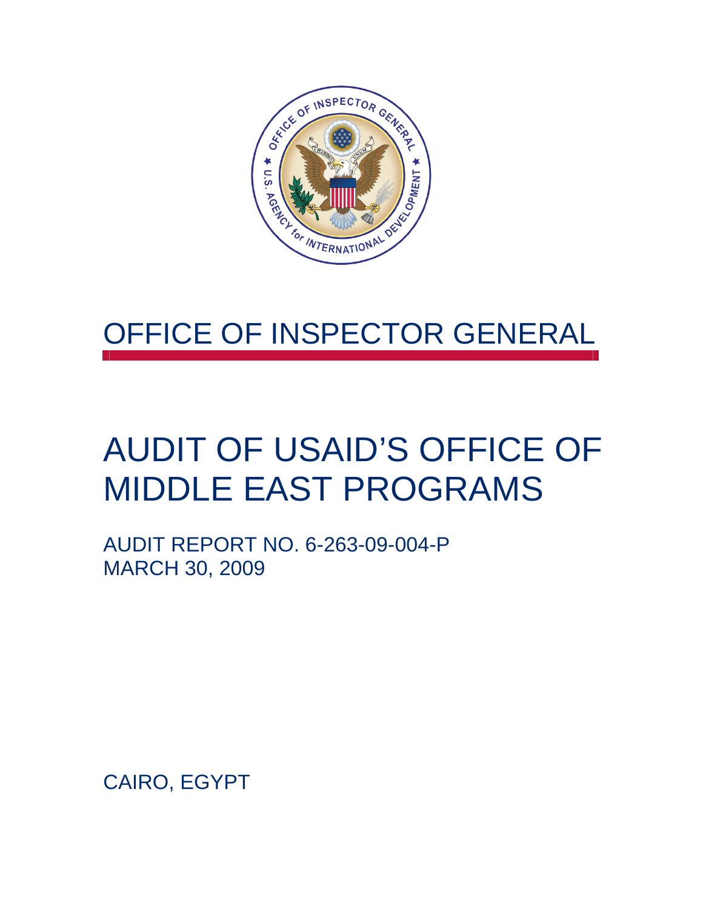# OFFICE OF INSPECTOR GENERAL

# AUDIT OF USAID'S OFFICE OF MIDDLE EAST PROGRAMS

AUDIT REPORT NO. 6-263-09-004-P
MARCH 30, 2009

CAIRO, EGYPT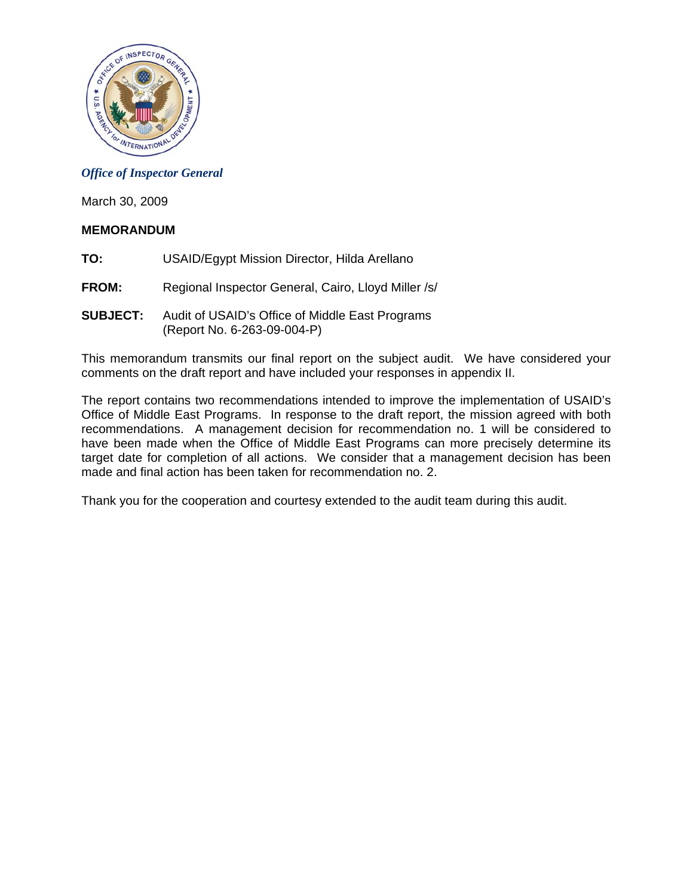*Office of Inspector General*

March 30, 2009

**MEMORANDUM**

**TO:** USAID/Egypt Mission Director, Hilda Arellano

**FROM:** Regional Inspector General, Cairo, Lloyd Miller /s/

**SUBJECT:** Audit of USAID's Office of Middle East Programs (Report No. 6-263-09-004-P)

This memorandum transmits our final report on the subject audit. We have considered your comments on the draft report and have included your responses in appendix II.

The report contains two recommendations intended to improve the implementation of USAID's Office of Middle East Programs. In response to the draft report, the mission agreed with both recommendations. A management decision for recommendation no. 1 will be considered to have been made when the Office of Middle East Programs can more precisely determine its target date for completion of all actions. We consider that a management decision has been made and final action has been taken for recommendation no. 2.

Thank you for the cooperation and courtesy extended to the audit team during this audit.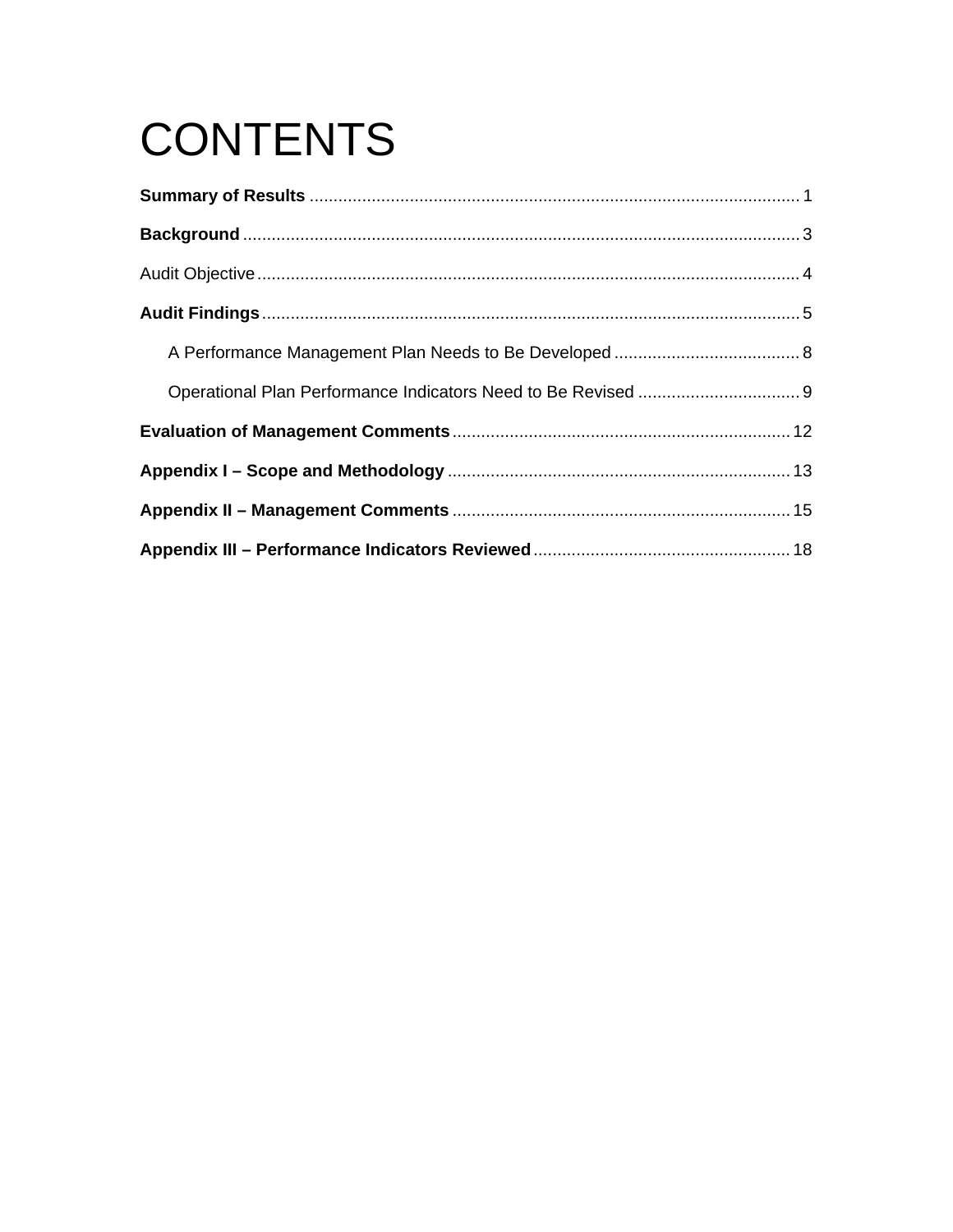# CONTENTS

**Summary of Results** ...................................................................................................... 1

**Background** ...................................................................................................................... 3

Audit Objective ................................................................................................................... 4

**Audit Findings** ................................................................................................................. 5

  A Performance Management Plan Needs to Be Developed ....................................... 8

  Operational Plan Performance Indicators Need to Be Revised .................................. 9

**Evaluation of Management Comments** ...................................................................... 12

**Appendix I – Scope and Methodology** ....................................................................... 13

**Appendix II – Management Comments** ...................................................................... 15

**Appendix III – Performance Indicators Reviewed** ..................................................... 18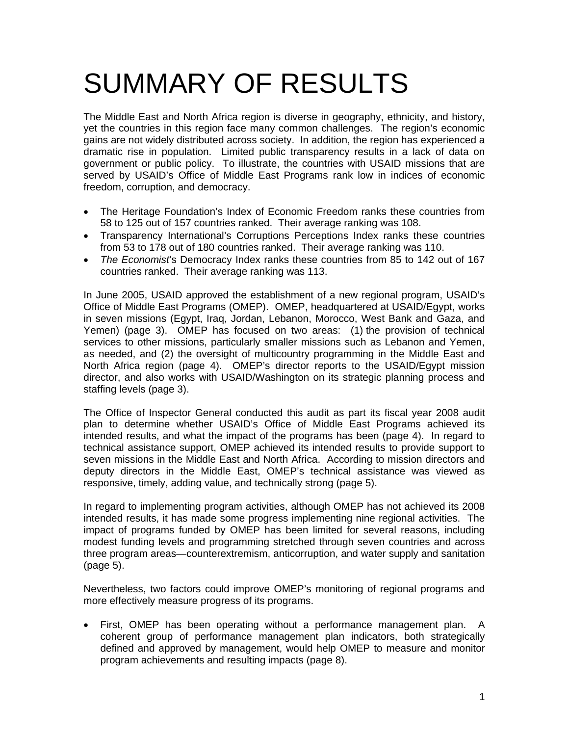# SUMMARY OF RESULTS

The Middle East and North Africa region is diverse in geography, ethnicity, and history, yet the countries in this region face many common challenges. The region's economic gains are not widely distributed across society. In addition, the region has experienced a dramatic rise in population. Limited public transparency results in a lack of data on government or public policy. To illustrate, the countries with USAID missions that are served by USAID's Office of Middle East Programs rank low in indices of economic freedom, corruption, and democracy.

- The Heritage Foundation's Index of Economic Freedom ranks these countries from 58 to 125 out of 157 countries ranked. Their average ranking was 108.
- Transparency International's Corruptions Perceptions Index ranks these countries from 53 to 178 out of 180 countries ranked. Their average ranking was 110.
- *The Economist*'s Democracy Index ranks these countries from 85 to 142 out of 167 countries ranked. Their average ranking was 113.

In June 2005, USAID approved the establishment of a new regional program, USAID's Office of Middle East Programs (OMEP). OMEP, headquartered at USAID/Egypt, works in seven missions (Egypt, Iraq, Jordan, Lebanon, Morocco, West Bank and Gaza, and Yemen) (page 3). OMEP has focused on two areas: (1) the provision of technical services to other missions, particularly smaller missions such as Lebanon and Yemen, as needed, and (2) the oversight of multicountry programming in the Middle East and North Africa region (page 4). OMEP's director reports to the USAID/Egypt mission director, and also works with USAID/Washington on its strategic planning process and staffing levels (page 3).

The Office of Inspector General conducted this audit as part its fiscal year 2008 audit plan to determine whether USAID's Office of Middle East Programs achieved its intended results, and what the impact of the programs has been (page 4). In regard to technical assistance support, OMEP achieved its intended results to provide support to seven missions in the Middle East and North Africa. According to mission directors and deputy directors in the Middle East, OMEP's technical assistance was viewed as responsive, timely, adding value, and technically strong (page 5).

In regard to implementing program activities, although OMEP has not achieved its 2008 intended results, it has made some progress implementing nine regional activities. The impact of programs funded by OMEP has been limited for several reasons, including modest funding levels and programming stretched through seven countries and across three program areas—counterextremism, anticorruption, and water supply and sanitation (page 5).

Nevertheless, two factors could improve OMEP's monitoring of regional programs and more effectively measure progress of its programs.

- First, OMEP has been operating without a performance management plan. A coherent group of performance management plan indicators, both strategically defined and approved by management, would help OMEP to measure and monitor program achievements and resulting impacts (page 8).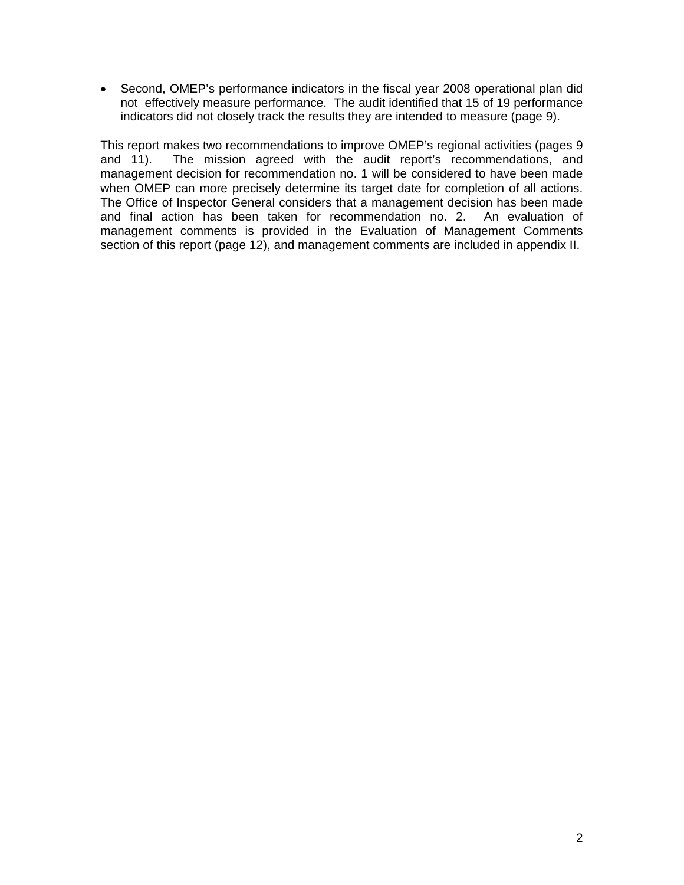- Second, OMEP's performance indicators in the fiscal year 2008 operational plan did not effectively measure performance. The audit identified that 15 of 19 performance indicators did not closely track the results they are intended to measure (page 9).

This report makes two recommendations to improve OMEP's regional activities (pages 9 and 11). The mission agreed with the audit report's recommendations, and management decision for recommendation no. 1 will be considered to have been made when OMEP can more precisely determine its target date for completion of all actions. The Office of Inspector General considers that a management decision has been made and final action has been taken for recommendation no. 2. An evaluation of management comments is provided in the Evaluation of Management Comments section of this report (page 12), and management comments are included in appendix II.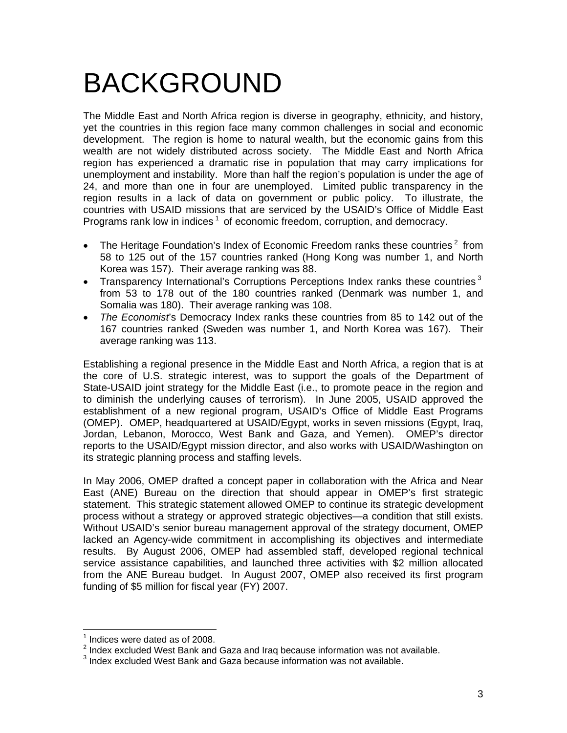# BACKGROUND

The Middle East and North Africa region is diverse in geography, ethnicity, and history, yet the countries in this region face many common challenges in social and economic development. The region is home to natural wealth, but the economic gains from this wealth are not widely distributed across society. The Middle East and North Africa region has experienced a dramatic rise in population that may carry implications for unemployment and instability. More than half the region's population is under the age of 24, and more than one in four are unemployed. Limited public transparency in the region results in a lack of data on government or public policy. To illustrate, the countries with USAID missions that are serviced by the USAID's Office of Middle East Programs rank low in indices [1] of economic freedom, corruption, and democracy.

- The Heritage Foundation's Index of Economic Freedom ranks these countries [2] from 58 to 125 out of the 157 countries ranked (Hong Kong was number 1, and North Korea was 157). Their average ranking was 88.
- Transparency International's Corruptions Perceptions Index ranks these countries [3] from 53 to 178 out of the 180 countries ranked (Denmark was number 1, and Somalia was 180). Their average ranking was 108.
- *The Economist*'s Democracy Index ranks these countries from 85 to 142 out of the 167 countries ranked (Sweden was number 1, and North Korea was 167). Their average ranking was 113.

Establishing a regional presence in the Middle East and North Africa, a region that is at the core of U.S. strategic interest, was to support the goals of the Department of State-USAID joint strategy for the Middle East (i.e., to promote peace in the region and to diminish the underlying causes of terrorism). In June 2005, USAID approved the establishment of a new regional program, USAID's Office of Middle East Programs (OMEP). OMEP, headquartered at USAID/Egypt, works in seven missions (Egypt, Iraq, Jordan, Lebanon, Morocco, West Bank and Gaza, and Yemen). OMEP's director reports to the USAID/Egypt mission director, and also works with USAID/Washington on its strategic planning process and staffing levels.

In May 2006, OMEP drafted a concept paper in collaboration with the Africa and Near East (ANE) Bureau on the direction that should appear in OMEP's first strategic statement. This strategic statement allowed OMEP to continue its strategic development process without a strategy or approved strategic objectives—a condition that still exists. Without USAID's senior bureau management approval of the strategy document, OMEP lacked an Agency-wide commitment in accomplishing its objectives and intermediate results. By August 2006, OMEP had assembled staff, developed regional technical service assistance capabilities, and launched three activities with $2 million allocated from the ANE Bureau budget. In August 2007, OMEP also received its first program funding of $5 million for fiscal year (FY) 2007.

---

[1] Indices were dated as of 2008.

[2] Index excluded West Bank and Gaza and Iraq because information was not available.

[3] Index excluded West Bank and Gaza because information was not available.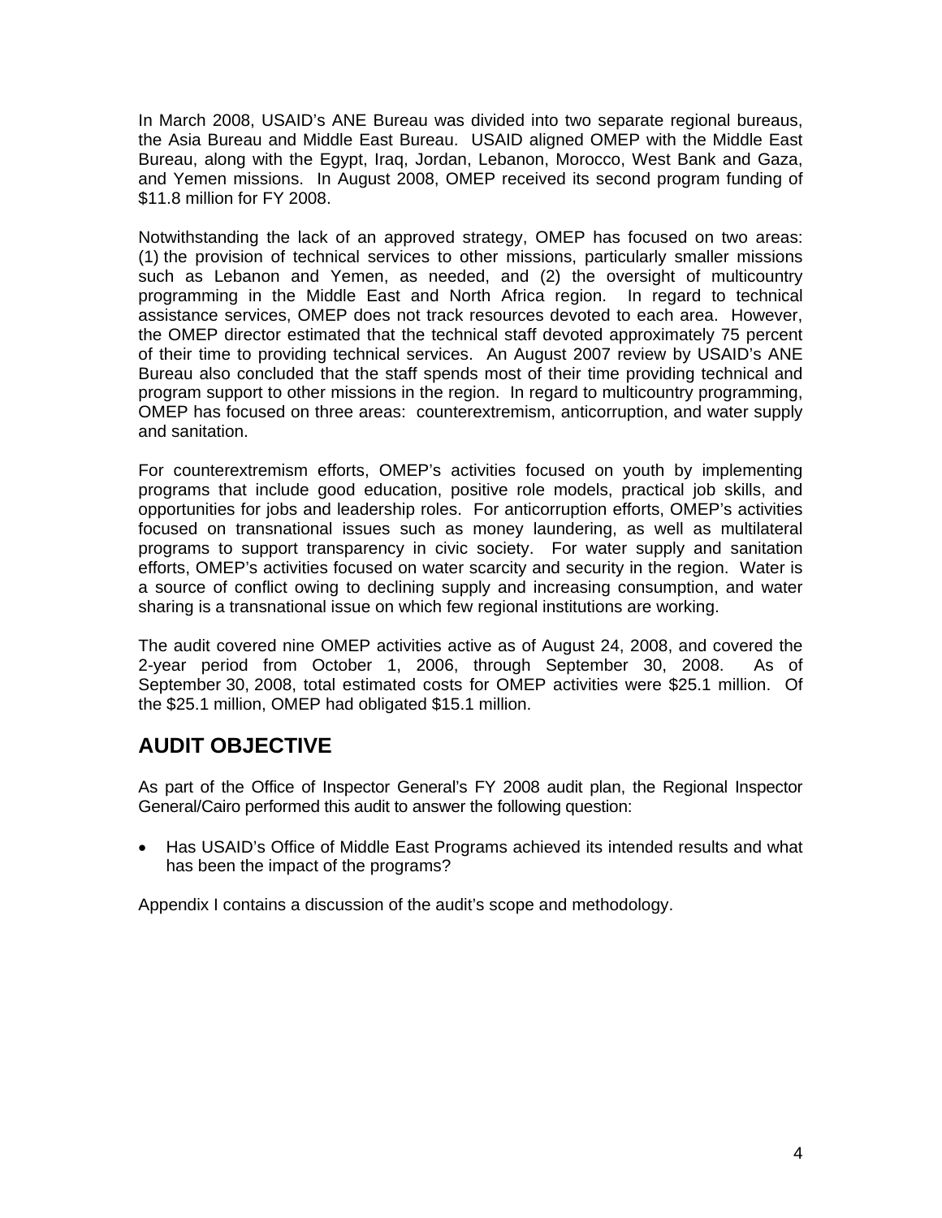In March 2008, USAID's ANE Bureau was divided into two separate regional bureaus, the Asia Bureau and Middle East Bureau. USAID aligned OMEP with the Middle East Bureau, along with the Egypt, Iraq, Jordan, Lebanon, Morocco, West Bank and Gaza, and Yemen missions. In August 2008, OMEP received its second program funding of $11.8 million for FY 2008.

Notwithstanding the lack of an approved strategy, OMEP has focused on two areas: (1) the provision of technical services to other missions, particularly smaller missions such as Lebanon and Yemen, as needed, and (2) the oversight of multicountry programming in the Middle East and North Africa region. In regard to technical assistance services, OMEP does not track resources devoted to each area. However, the OMEP director estimated that the technical staff devoted approximately 75 percent of their time to providing technical services. An August 2007 review by USAID's ANE Bureau also concluded that the staff spends most of their time providing technical and program support to other missions in the region. In regard to multicountry programming, OMEP has focused on three areas: counterextremism, anticorruption, and water supply and sanitation.

For counterextremism efforts, OMEP's activities focused on youth by implementing programs that include good education, positive role models, practical job skills, and opportunities for jobs and leadership roles. For anticorruption efforts, OMEP's activities focused on transnational issues such as money laundering, as well as multilateral programs to support transparency in civic society. For water supply and sanitation efforts, OMEP's activities focused on water scarcity and security in the region. Water is a source of conflict owing to declining supply and increasing consumption, and water sharing is a transnational issue on which few regional institutions are working.

The audit covered nine OMEP activities active as of August 24, 2008, and covered the 2-year period from October 1, 2006, through September 30, 2008. As of September 30, 2008, total estimated costs for OMEP activities were $25.1 million. Of the $25.1 million, OMEP had obligated $15.1 million.

## AUDIT OBJECTIVE

As part of the Office of Inspector General's FY 2008 audit plan, the Regional Inspector General/Cairo performed this audit to answer the following question:

- Has USAID's Office of Middle East Programs achieved its intended results and what has been the impact of the programs?

Appendix I contains a discussion of the audit's scope and methodology.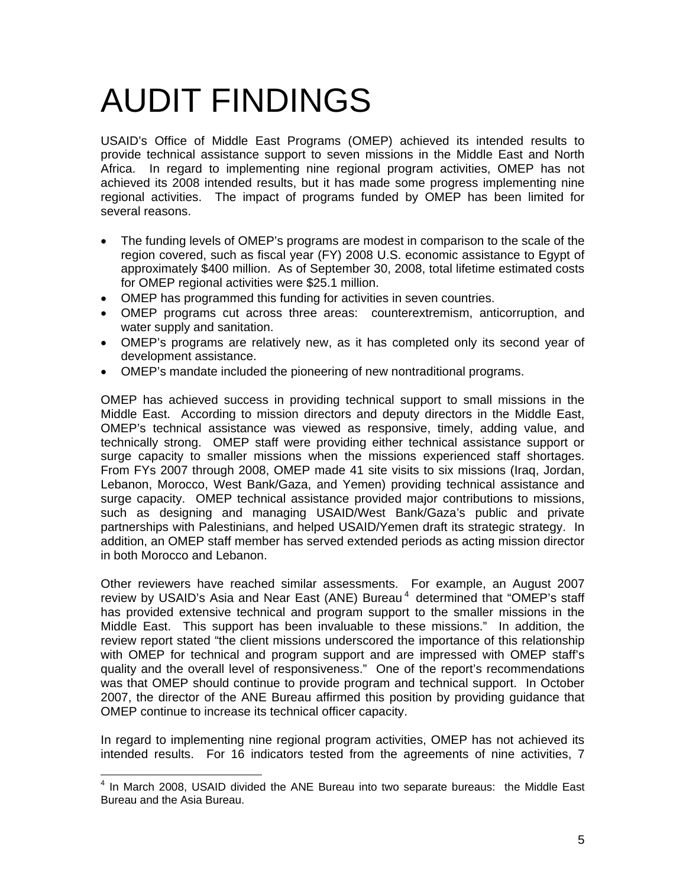# AUDIT FINDINGS

USAID's Office of Middle East Programs (OMEP) achieved its intended results to provide technical assistance support to seven missions in the Middle East and North Africa. In regard to implementing nine regional program activities, OMEP has not achieved its 2008 intended results, but it has made some progress implementing nine regional activities. The impact of programs funded by OMEP has been limited for several reasons.

- The funding levels of OMEP's programs are modest in comparison to the scale of the region covered, such as fiscal year (FY) 2008 U.S. economic assistance to Egypt of approximately $400 million. As of September 30, 2008, total lifetime estimated costs for OMEP regional activities were $25.1 million.
- OMEP has programmed this funding for activities in seven countries.
- OMEP programs cut across three areas: counterextremism, anticorruption, and water supply and sanitation.
- OMEP's programs are relatively new, as it has completed only its second year of development assistance.
- OMEP's mandate included the pioneering of new nontraditional programs.

OMEP has achieved success in providing technical support to small missions in the Middle East. According to mission directors and deputy directors in the Middle East, OMEP's technical assistance was viewed as responsive, timely, adding value, and technically strong. OMEP staff were providing either technical assistance support or surge capacity to smaller missions when the missions experienced staff shortages. From FYs 2007 through 2008, OMEP made 41 site visits to six missions (Iraq, Jordan, Lebanon, Morocco, West Bank/Gaza, and Yemen) providing technical assistance and surge capacity. OMEP technical assistance provided major contributions to missions, such as designing and managing USAID/West Bank/Gaza's public and private partnerships with Palestinians, and helped USAID/Yemen draft its strategic strategy. In addition, an OMEP staff member has served extended periods as acting mission director in both Morocco and Lebanon.

Other reviewers have reached similar assessments. For example, an August 2007 review by USAID's Asia and Near East (ANE) Bureau[4] determined that "OMEP's staff has provided extensive technical and program support to the smaller missions in the Middle East. This support has been invaluable to these missions." In addition, the review report stated "the client missions underscored the importance of this relationship with OMEP for technical and program support and are impressed with OMEP staff's quality and the overall level of responsiveness." One of the report's recommendations was that OMEP should continue to provide program and technical support. In October 2007, the director of the ANE Bureau affirmed this position by providing guidance that OMEP continue to increase its technical officer capacity.

In regard to implementing nine regional program activities, OMEP has not achieved its intended results. For 16 indicators tested from the agreements of nine activities, 7

[4] In March 2008, USAID divided the ANE Bureau into two separate bureaus: the Middle East Bureau and the Asia Bureau.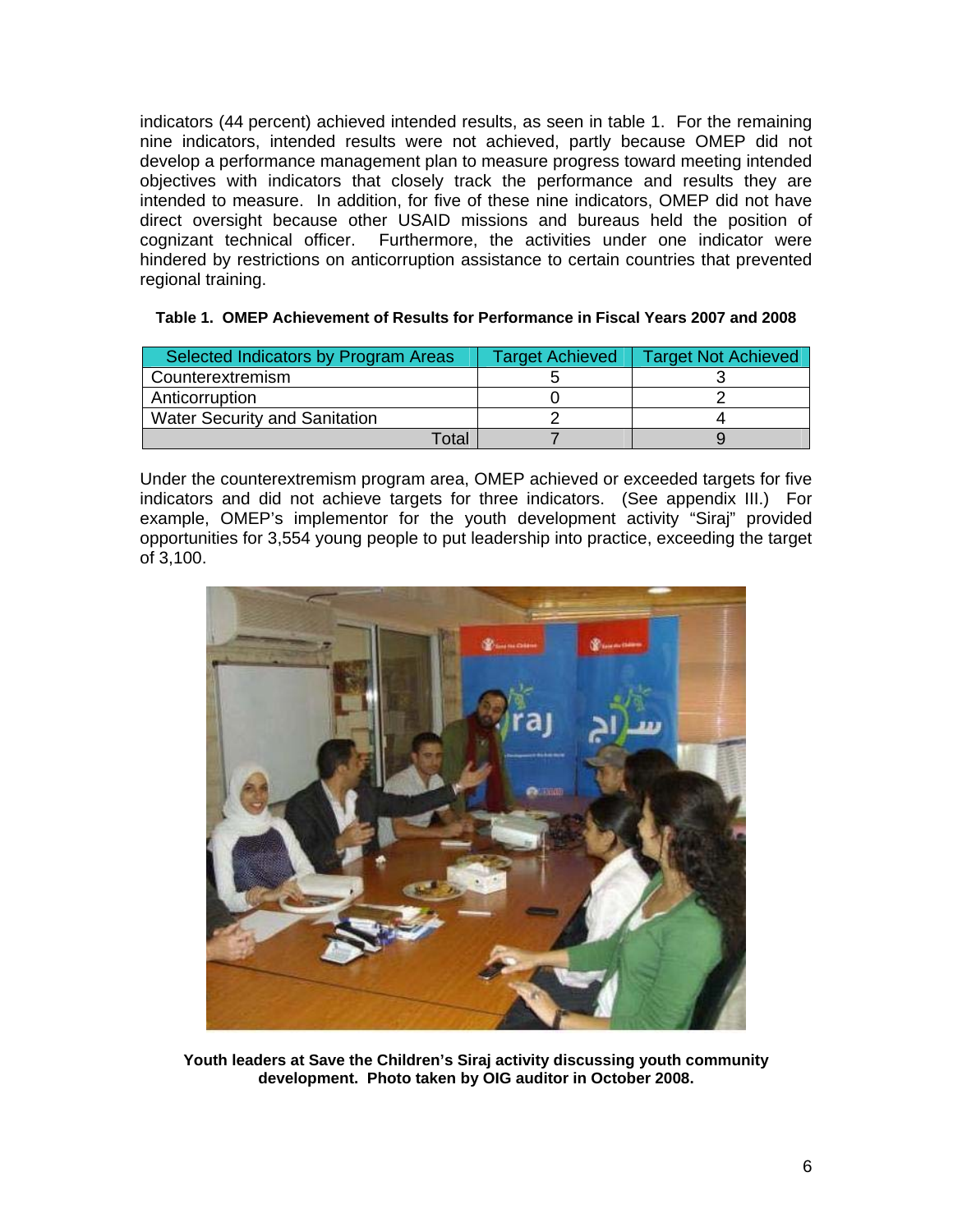indicators (44 percent) achieved intended results, as seen in table 1. For the remaining nine indicators, intended results were not achieved, partly because OMEP did not develop a performance management plan to measure progress toward meeting intended objectives with indicators that closely track the performance and results they are intended to measure. In addition, for five of these nine indicators, OMEP did not have direct oversight because other USAID missions and bureaus held the position of cognizant technical officer. Furthermore, the activities under one indicator were hindered by restrictions on anticorruption assistance to certain countries that prevented regional training.

**Table 1. OMEP Achievement of Results for Performance in Fiscal Years 2007 and 2008**

| Selected Indicators by Program Areas | Target Achieved | Target Not Achieved |
|---|---|---|
| Counterextremism | 5 | 3 |
| Anticorruption | 0 | 2 |
| Water Security and Sanitation | 2 | 4 |
| Total | 7 | 9 |

Under the counterextremism program area, OMEP achieved or exceeded targets for five indicators and did not achieve targets for three indicators. (See appendix III.) For example, OMEP's implementor for the youth development activity "Siraj" provided opportunities for 3,554 young people to put leadership into practice, exceeding the target of 3,100.

**Youth leaders at Save the Children's Siraj activity discussing youth community development. Photo taken by OIG auditor in October 2008.**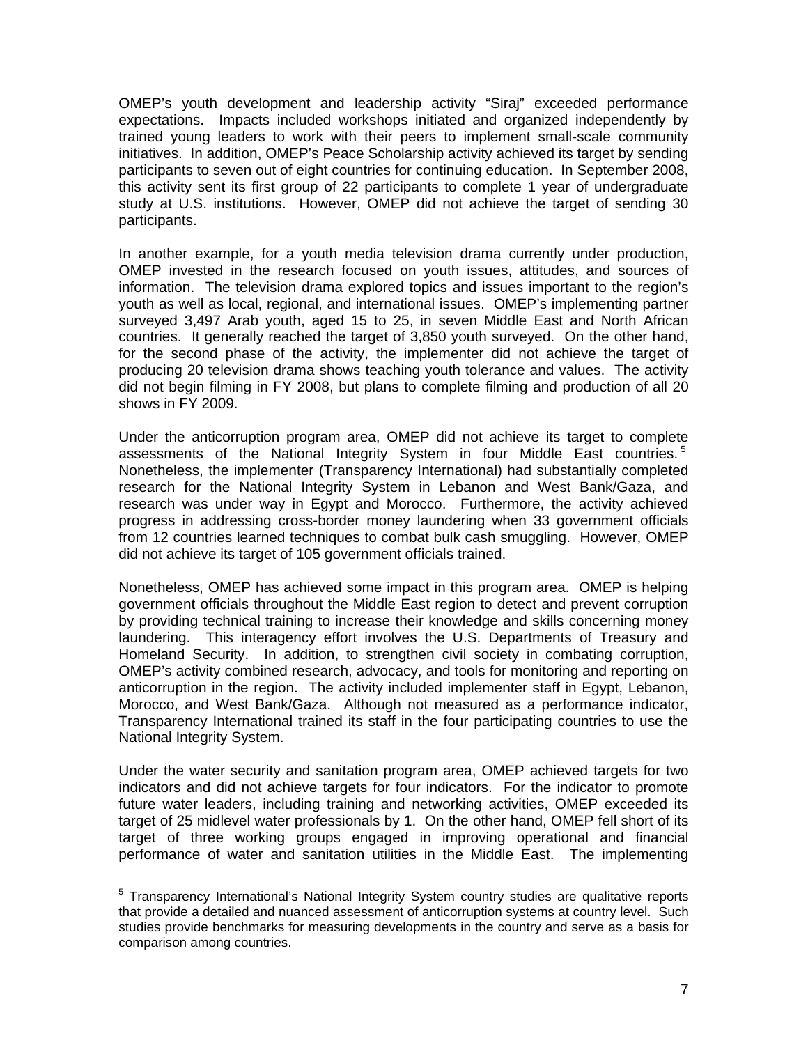OMEP's youth development and leadership activity "Siraj" exceeded performance expectations. Impacts included workshops initiated and organized independently by trained young leaders to work with their peers to implement small-scale community initiatives. In addition, OMEP's Peace Scholarship activity achieved its target by sending participants to seven out of eight countries for continuing education. In September 2008, this activity sent its first group of 22 participants to complete 1 year of undergraduate study at U.S. institutions. However, OMEP did not achieve the target of sending 30 participants.

In another example, for a youth media television drama currently under production, OMEP invested in the research focused on youth issues, attitudes, and sources of information. The television drama explored topics and issues important to the region's youth as well as local, regional, and international issues. OMEP's implementing partner surveyed 3,497 Arab youth, aged 15 to 25, in seven Middle East and North African countries. It generally reached the target of 3,850 youth surveyed. On the other hand, for the second phase of the activity, the implementer did not achieve the target of producing 20 television drama shows teaching youth tolerance and values. The activity did not begin filming in FY 2008, but plans to complete filming and production of all 20 shows in FY 2009.

Under the anticorruption program area, OMEP did not achieve its target to complete assessments of the National Integrity System in four Middle East countries.[5] Nonetheless, the implementer (Transparency International) had substantially completed research for the National Integrity System in Lebanon and West Bank/Gaza, and research was under way in Egypt and Morocco. Furthermore, the activity achieved progress in addressing cross-border money laundering when 33 government officials from 12 countries learned techniques to combat bulk cash smuggling. However, OMEP did not achieve its target of 105 government officials trained.

Nonetheless, OMEP has achieved some impact in this program area. OMEP is helping government officials throughout the Middle East region to detect and prevent corruption by providing technical training to increase their knowledge and skills concerning money laundering. This interagency effort involves the U.S. Departments of Treasury and Homeland Security. In addition, to strengthen civil society in combating corruption, OMEP's activity combined research, advocacy, and tools for monitoring and reporting on anticorruption in the region. The activity included implementer staff in Egypt, Lebanon, Morocco, and West Bank/Gaza. Although not measured as a performance indicator, Transparency International trained its staff in the four participating countries to use the National Integrity System.

Under the water security and sanitation program area, OMEP achieved targets for two indicators and did not achieve targets for four indicators. For the indicator to promote future water leaders, including training and networking activities, OMEP exceeded its target of 25 midlevel water professionals by 1. On the other hand, OMEP fell short of its target of three working groups engaged in improving operational and financial performance of water and sanitation utilities in the Middle East. The implementing

[5] Transparency International's National Integrity System country studies are qualitative reports that provide a detailed and nuanced assessment of anticorruption systems at country level. Such studies provide benchmarks for measuring developments in the country and serve as a basis for comparison among countries.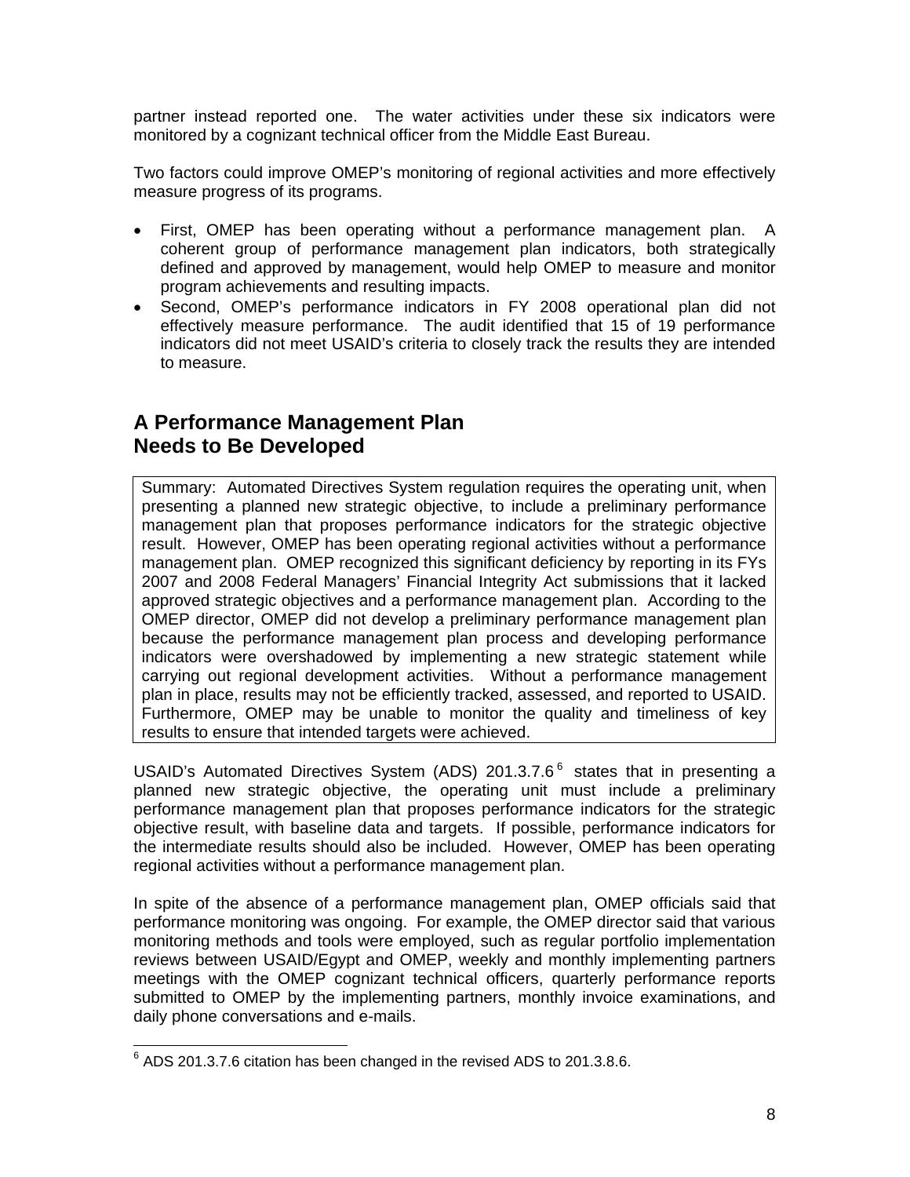partner instead reported one. The water activities under these six indicators were monitored by a cognizant technical officer from the Middle East Bureau.

Two factors could improve OMEP's monitoring of regional activities and more effectively measure progress of its programs.

- First, OMEP has been operating without a performance management plan. A coherent group of performance management plan indicators, both strategically defined and approved by management, would help OMEP to measure and monitor program achievements and resulting impacts.
- Second, OMEP's performance indicators in FY 2008 operational plan did not effectively measure performance. The audit identified that 15 of 19 performance indicators did not meet USAID's criteria to closely track the results they are intended to measure.

## A Performance Management Plan Needs to Be Developed

> Summary: Automated Directives System regulation requires the operating unit, when presenting a planned new strategic objective, to include a preliminary performance management plan that proposes performance indicators for the strategic objective result. However, OMEP has been operating regional activities without a performance management plan. OMEP recognized this significant deficiency by reporting in its FYs 2007 and 2008 Federal Managers' Financial Integrity Act submissions that it lacked approved strategic objectives and a performance management plan. According to the OMEP director, OMEP did not develop a preliminary performance management plan because the performance management plan process and developing performance indicators were overshadowed by implementing a new strategic statement while carrying out regional development activities. Without a performance management plan in place, results may not be efficiently tracked, assessed, and reported to USAID. Furthermore, OMEP may be unable to monitor the quality and timeliness of key results to ensure that intended targets were achieved.

USAID's Automated Directives System (ADS) 201.3.7.6[6] states that in presenting a planned new strategic objective, the operating unit must include a preliminary performance management plan that proposes performance indicators for the strategic objective result, with baseline data and targets. If possible, performance indicators for the intermediate results should also be included. However, OMEP has been operating regional activities without a performance management plan.

In spite of the absence of a performance management plan, OMEP officials said that performance monitoring was ongoing. For example, the OMEP director said that various monitoring methods and tools were employed, such as regular portfolio implementation reviews between USAID/Egypt and OMEP, weekly and monthly implementing partners meetings with the OMEP cognizant technical officers, quarterly performance reports submitted to OMEP by the implementing partners, monthly invoice examinations, and daily phone conversations and e-mails.

---

[6] ADS 201.3.7.6 citation has been changed in the revised ADS to 201.3.8.6.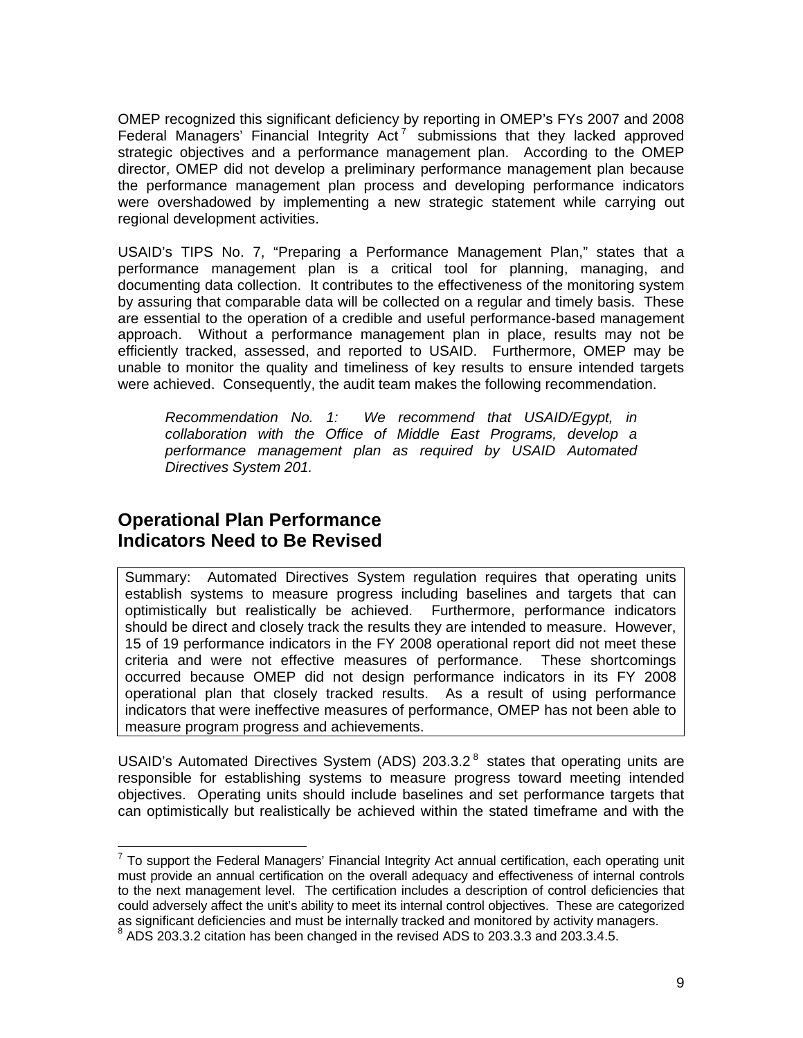OMEP recognized this significant deficiency by reporting in OMEP's FYs 2007 and 2008 Federal Managers' Financial Integrity Act[7] submissions that they lacked approved strategic objectives and a performance management plan. According to the OMEP director, OMEP did not develop a preliminary performance management plan because the performance management plan process and developing performance indicators were overshadowed by implementing a new strategic statement while carrying out regional development activities.

USAID's TIPS No. 7, "Preparing a Performance Management Plan," states that a performance management plan is a critical tool for planning, managing, and documenting data collection. It contributes to the effectiveness of the monitoring system by assuring that comparable data will be collected on a regular and timely basis. These are essential to the operation of a credible and useful performance-based management approach. Without a performance management plan in place, results may not be efficiently tracked, assessed, and reported to USAID. Furthermore, OMEP may be unable to monitor the quality and timeliness of key results to ensure intended targets were achieved. Consequently, the audit team makes the following recommendation.

> *Recommendation No. 1: We recommend that USAID/Egypt, in collaboration with the Office of Middle East Programs, develop a performance management plan as required by USAID Automated Directives System 201.*

## Operational Plan Performance Indicators Need to Be Revised

Summary: Automated Directives System regulation requires that operating units establish systems to measure progress including baselines and targets that can optimistically but realistically be achieved. Furthermore, performance indicators should be direct and closely track the results they are intended to measure. However, 15 of 19 performance indicators in the FY 2008 operational report did not meet these criteria and were not effective measures of performance. These shortcomings occurred because OMEP did not design performance indicators in its FY 2008 operational plan that closely tracked results. As a result of using performance indicators that were ineffective measures of performance, OMEP has not been able to measure program progress and achievements.

USAID's Automated Directives System (ADS) 203.3.2[8] states that operating units are responsible for establishing systems to measure progress toward meeting intended objectives. Operating units should include baselines and set performance targets that can optimistically but realistically be achieved within the stated timeframe and with the

---

[7] To support the Federal Managers' Financial Integrity Act annual certification, each operating unit must provide an annual certification on the overall adequacy and effectiveness of internal controls to the next management level. The certification includes a description of control deficiencies that could adversely affect the unit's ability to meet its internal control objectives. These are categorized as significant deficiencies and must be internally tracked and monitored by activity managers.

[8] ADS 203.3.2 citation has been changed in the revised ADS to 203.3.3 and 203.3.4.5.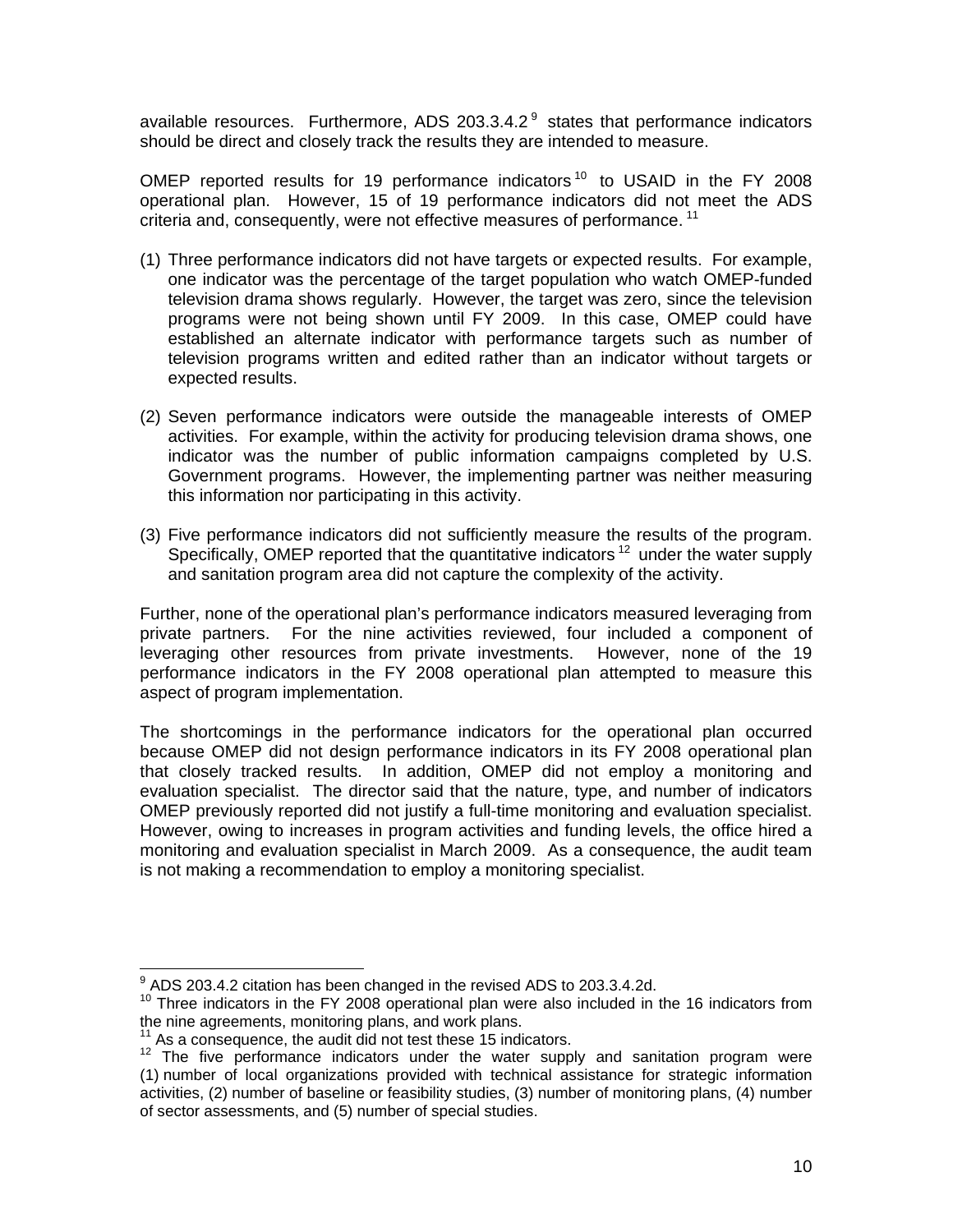available resources. Furthermore, ADS 203.3.4.2[9] states that performance indicators should be direct and closely track the results they are intended to measure.

OMEP reported results for 19 performance indicators[10] to USAID in the FY 2008 operational plan. However, 15 of 19 performance indicators did not meet the ADS criteria and, consequently, were not effective measures of performance.[11]

(1) Three performance indicators did not have targets or expected results. For example, one indicator was the percentage of the target population who watch OMEP-funded television drama shows regularly. However, the target was zero, since the television programs were not being shown until FY 2009. In this case, OMEP could have established an alternate indicator with performance targets such as number of television programs written and edited rather than an indicator without targets or expected results.

(2) Seven performance indicators were outside the manageable interests of OMEP activities. For example, within the activity for producing television drama shows, one indicator was the number of public information campaigns completed by U.S. Government programs. However, the implementing partner was neither measuring this information nor participating in this activity.

(3) Five performance indicators did not sufficiently measure the results of the program. Specifically, OMEP reported that the quantitative indicators[12] under the water supply and sanitation program area did not capture the complexity of the activity.

Further, none of the operational plan's performance indicators measured leveraging from private partners. For the nine activities reviewed, four included a component of leveraging other resources from private investments. However, none of the 19 performance indicators in the FY 2008 operational plan attempted to measure this aspect of program implementation.

The shortcomings in the performance indicators for the operational plan occurred because OMEP did not design performance indicators in its FY 2008 operational plan that closely tracked results. In addition, OMEP did not employ a monitoring and evaluation specialist. The director said that the nature, type, and number of indicators OMEP previously reported did not justify a full-time monitoring and evaluation specialist. However, owing to increases in program activities and funding levels, the office hired a monitoring and evaluation specialist in March 2009. As a consequence, the audit team is not making a recommendation to employ a monitoring specialist.

---

[9] ADS 203.4.2 citation has been changed in the revised ADS to 203.3.4.2d.

[10] Three indicators in the FY 2008 operational plan were also included in the 16 indicators from the nine agreements, monitoring plans, and work plans.

[11] As a consequence, the audit did not test these 15 indicators.

[12] The five performance indicators under the water supply and sanitation program were (1) number of local organizations provided with technical assistance for strategic information activities, (2) number of baseline or feasibility studies, (3) number of monitoring plans, (4) number of sector assessments, and (5) number of special studies.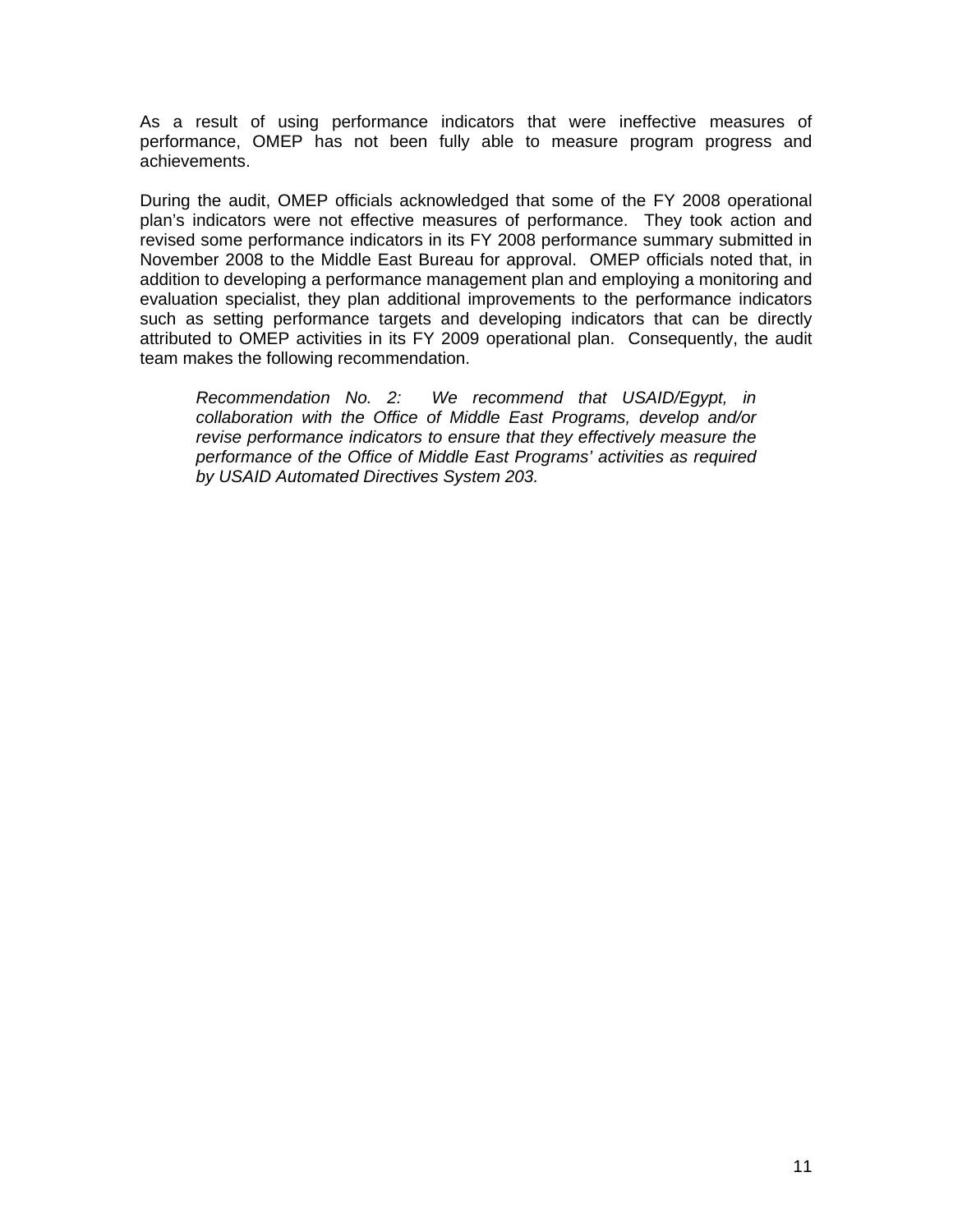As a result of using performance indicators that were ineffective measures of performance, OMEP has not been fully able to measure program progress and achievements.

During the audit, OMEP officials acknowledged that some of the FY 2008 operational plan's indicators were not effective measures of performance. They took action and revised some performance indicators in its FY 2008 performance summary submitted in November 2008 to the Middle East Bureau for approval. OMEP officials noted that, in addition to developing a performance management plan and employing a monitoring and evaluation specialist, they plan additional improvements to the performance indicators such as setting performance targets and developing indicators that can be directly attributed to OMEP activities in its FY 2009 operational plan. Consequently, the audit team makes the following recommendation.

> *Recommendation No. 2: We recommend that USAID/Egypt, in collaboration with the Office of Middle East Programs, develop and/or revise performance indicators to ensure that they effectively measure the performance of the Office of Middle East Programs' activities as required by USAID Automated Directives System 203.*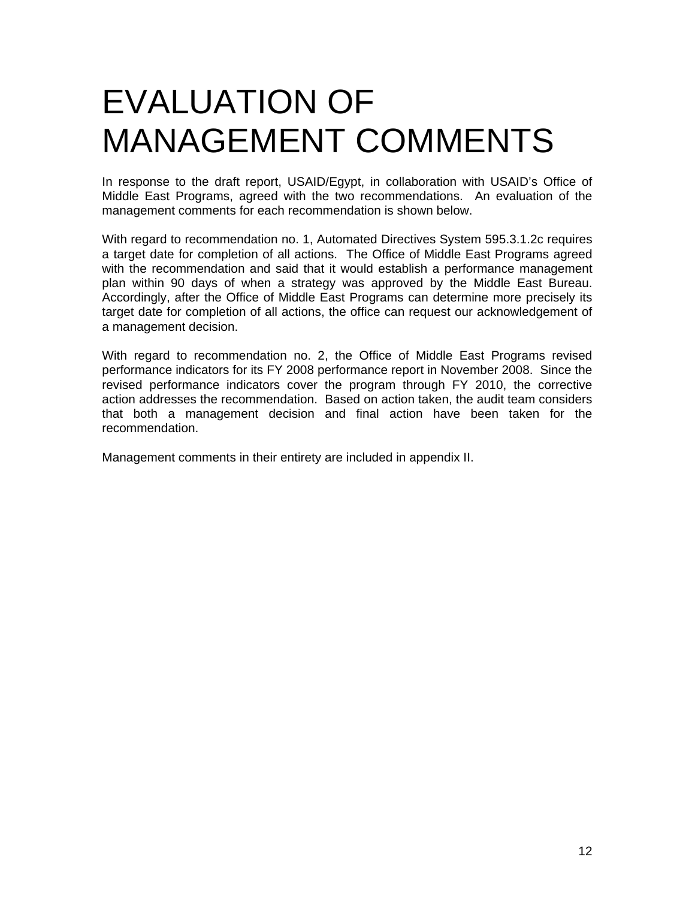# EVALUATION OF MANAGEMENT COMMENTS

In response to the draft report, USAID/Egypt, in collaboration with USAID's Office of Middle East Programs, agreed with the two recommendations. An evaluation of the management comments for each recommendation is shown below.

With regard to recommendation no. 1, Automated Directives System 595.3.1.2c requires a target date for completion of all actions. The Office of Middle East Programs agreed with the recommendation and said that it would establish a performance management plan within 90 days of when a strategy was approved by the Middle East Bureau. Accordingly, after the Office of Middle East Programs can determine more precisely its target date for completion of all actions, the office can request our acknowledgement of a management decision.

With regard to recommendation no. 2, the Office of Middle East Programs revised performance indicators for its FY 2008 performance report in November 2008. Since the revised performance indicators cover the program through FY 2010, the corrective action addresses the recommendation. Based on action taken, the audit team considers that both a management decision and final action have been taken for the recommendation.

Management comments in their entirety are included in appendix II.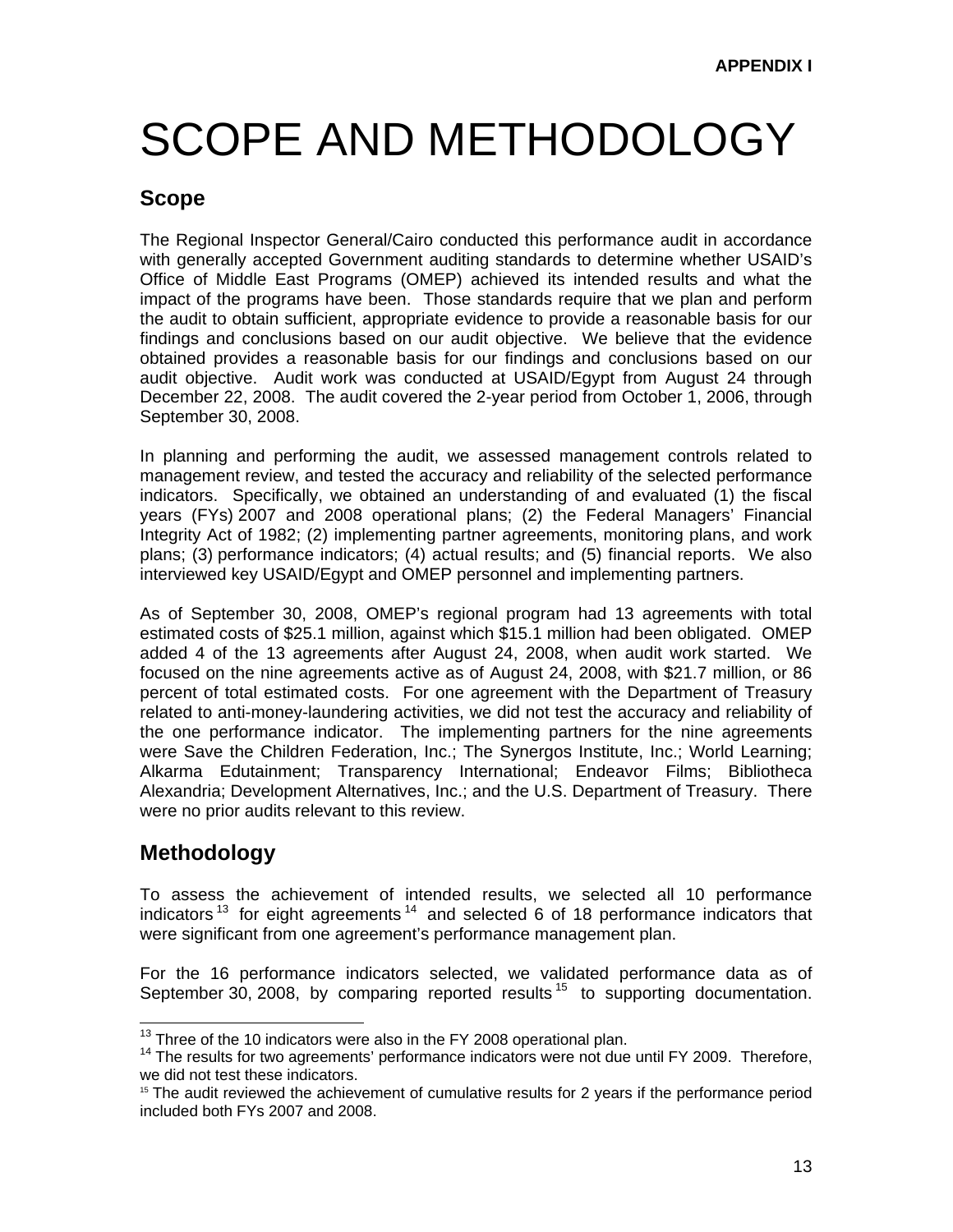APPENDIX I

# SCOPE AND METHODOLOGY

## Scope

The Regional Inspector General/Cairo conducted this performance audit in accordance with generally accepted Government auditing standards to determine whether USAID's Office of Middle East Programs (OMEP) achieved its intended results and what the impact of the programs have been. Those standards require that we plan and perform the audit to obtain sufficient, appropriate evidence to provide a reasonable basis for our findings and conclusions based on our audit objective. We believe that the evidence obtained provides a reasonable basis for our findings and conclusions based on our audit objective. Audit work was conducted at USAID/Egypt from August 24 through December 22, 2008. The audit covered the 2-year period from October 1, 2006, through September 30, 2008.

In planning and performing the audit, we assessed management controls related to management review, and tested the accuracy and reliability of the selected performance indicators. Specifically, we obtained an understanding of and evaluated (1) the fiscal years (FYs) 2007 and 2008 operational plans; (2) the Federal Managers' Financial Integrity Act of 1982; (2) implementing partner agreements, monitoring plans, and work plans; (3) performance indicators; (4) actual results; and (5) financial reports. We also interviewed key USAID/Egypt and OMEP personnel and implementing partners.

As of September 30, 2008, OMEP's regional program had 13 agreements with total estimated costs of $25.1 million, against which $15.1 million had been obligated. OMEP added 4 of the 13 agreements after August 24, 2008, when audit work started. We focused on the nine agreements active as of August 24, 2008, with $21.7 million, or 86 percent of total estimated costs. For one agreement with the Department of Treasury related to anti-money-laundering activities, we did not test the accuracy and reliability of the one performance indicator. The implementing partners for the nine agreements were Save the Children Federation, Inc.; The Synergos Institute, Inc.; World Learning; Alkarma Edutainment; Transparency International; Endeavor Films; Bibliotheca Alexandria; Development Alternatives, Inc.; and the U.S. Department of Treasury. There were no prior audits relevant to this review.

## Methodology

To assess the achievement of intended results, we selected all 10 performance indicators[13] for eight agreements[14] and selected 6 of 18 performance indicators that were significant from one agreement's performance management plan.

For the 16 performance indicators selected, we validated performance data as of September 30, 2008, by comparing reported results[15] to supporting documentation.

[13] Three of the 10 indicators were also in the FY 2008 operational plan.

[14] The results for two agreements' performance indicators were not due until FY 2009. Therefore, we did not test these indicators.

[15] The audit reviewed the achievement of cumulative results for 2 years if the performance period included both FYs 2007 and 2008.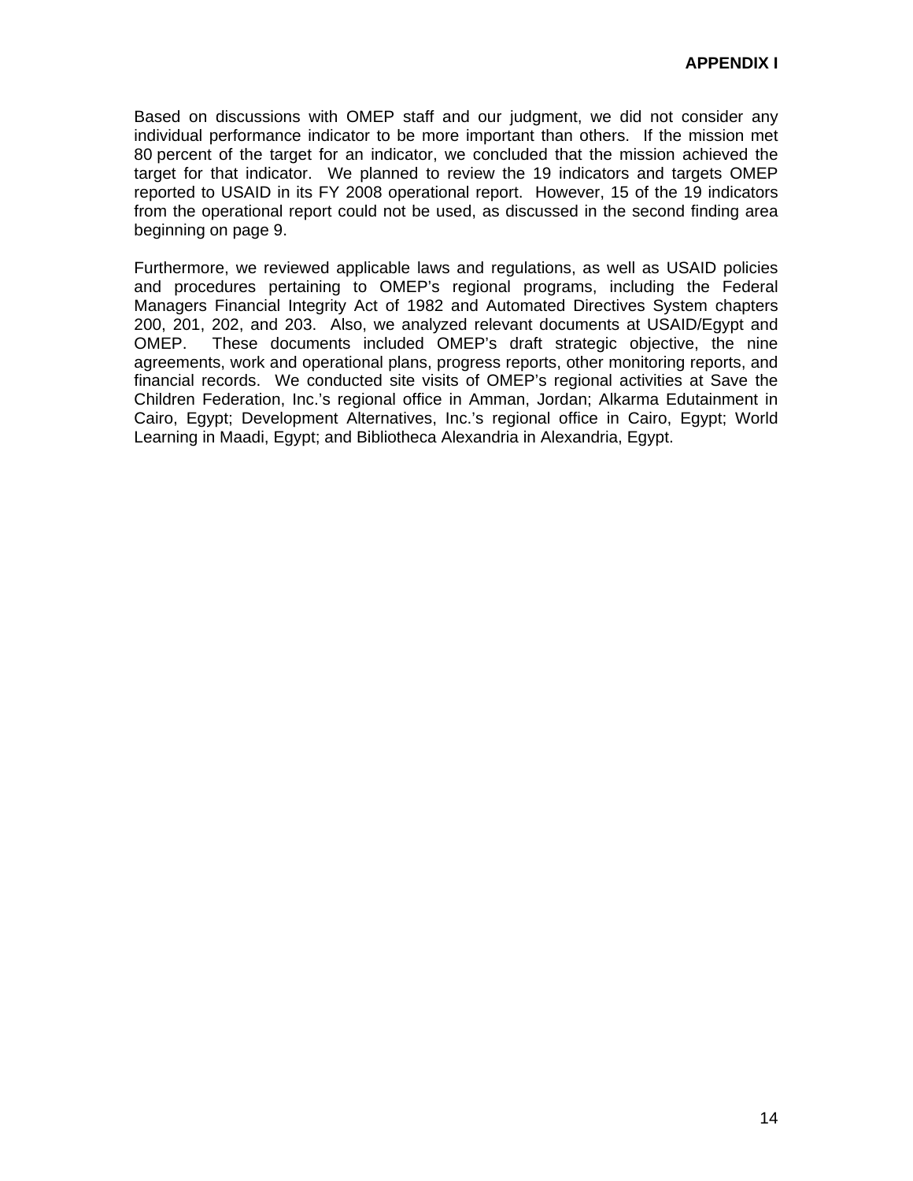Based on discussions with OMEP staff and our judgment, we did not consider any individual performance indicator to be more important than others. If the mission met 80 percent of the target for an indicator, we concluded that the mission achieved the target for that indicator. We planned to review the 19 indicators and targets OMEP reported to USAID in its FY 2008 operational report. However, 15 of the 19 indicators from the operational report could not be used, as discussed in the second finding area beginning on page 9.

Furthermore, we reviewed applicable laws and regulations, as well as USAID policies and procedures pertaining to OMEP's regional programs, including the Federal Managers Financial Integrity Act of 1982 and Automated Directives System chapters 200, 201, 202, and 203. Also, we analyzed relevant documents at USAID/Egypt and OMEP. These documents included OMEP's draft strategic objective, the nine agreements, work and operational plans, progress reports, other monitoring reports, and financial records. We conducted site visits of OMEP's regional activities at Save the Children Federation, Inc.'s regional office in Amman, Jordan; Alkarma Edutainment in Cairo, Egypt; Development Alternatives, Inc.'s regional office in Cairo, Egypt; World Learning in Maadi, Egypt; and Bibliotheca Alexandria in Alexandria, Egypt.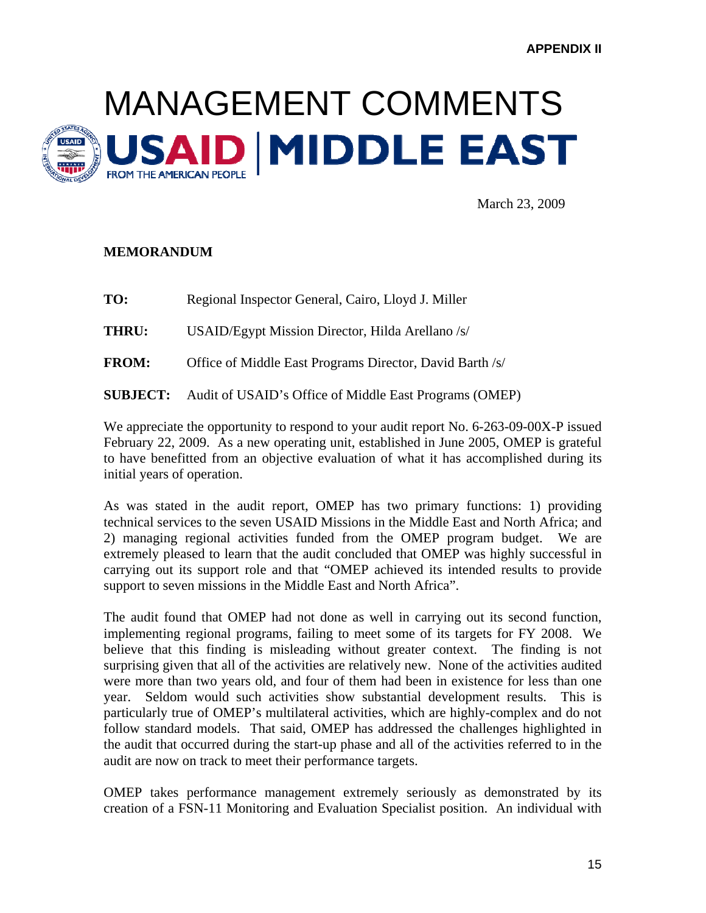**APPENDIX II**

# MANAGEMENT COMMENTS

**USAID | MIDDLE EAST**
FROM THE AMERICAN PEOPLE

March 23, 2009

**MEMORANDUM**

**TO:** Regional Inspector General, Cairo, Lloyd J. Miller

**THRU:** USAID/Egypt Mission Director, Hilda Arellano /s/

**FROM:** Office of Middle East Programs Director, David Barth /s/

**SUBJECT:** Audit of USAID's Office of Middle East Programs (OMEP)

We appreciate the opportunity to respond to your audit report No. 6-263-09-00X-P issued February 22, 2009. As a new operating unit, established in June 2005, OMEP is grateful to have benefitted from an objective evaluation of what it has accomplished during its initial years of operation.

As was stated in the audit report, OMEP has two primary functions: 1) providing technical services to the seven USAID Missions in the Middle East and North Africa; and 2) managing regional activities funded from the OMEP program budget. We are extremely pleased to learn that the audit concluded that OMEP was highly successful in carrying out its support role and that "OMEP achieved its intended results to provide support to seven missions in the Middle East and North Africa".

The audit found that OMEP had not done as well in carrying out its second function, implementing regional programs, failing to meet some of its targets for FY 2008. We believe that this finding is misleading without greater context. The finding is not surprising given that all of the activities are relatively new. None of the activities audited were more than two years old, and four of them had been in existence for less than one year. Seldom would such activities show substantial development results. This is particularly true of OMEP's multilateral activities, which are highly-complex and do not follow standard models. That said, OMEP has addressed the challenges highlighted in the audit that occurred during the start-up phase and all of the activities referred to in the audit are now on track to meet their performance targets.

OMEP takes performance management extremely seriously as demonstrated by its creation of a FSN-11 Monitoring and Evaluation Specialist position. An individual with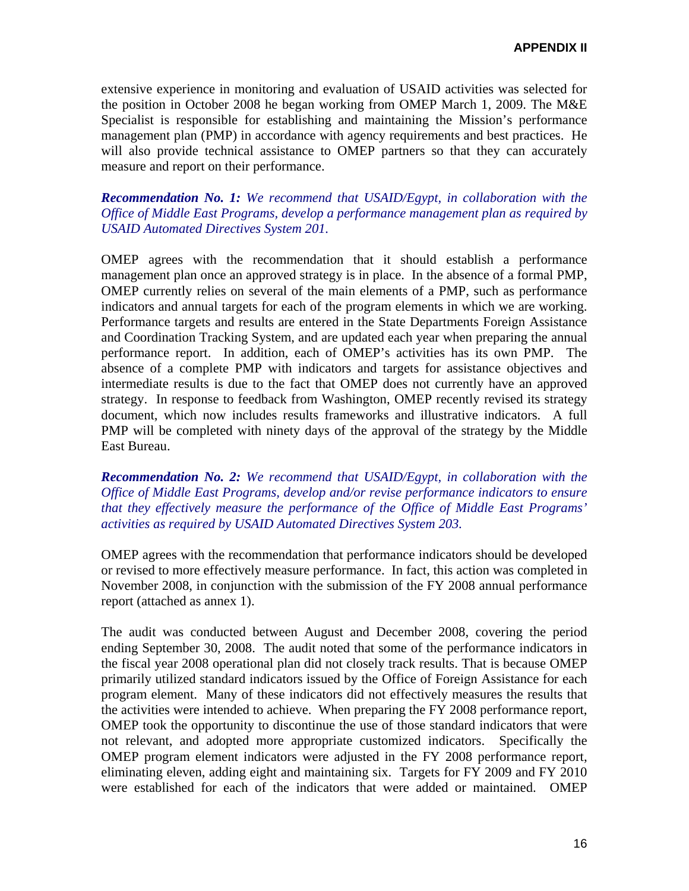extensive experience in monitoring and evaluation of USAID activities was selected for the position in October 2008 he began working from OMEP March 1, 2009. The M&E Specialist is responsible for establishing and maintaining the Mission's performance management plan (PMP) in accordance with agency requirements and best practices. He will also provide technical assistance to OMEP partners so that they can accurately measure and report on their performance.

***Recommendation No. 1:*** *We recommend that USAID/Egypt, in collaboration with the Office of Middle East Programs, develop a performance management plan as required by USAID Automated Directives System 201.*

OMEP agrees with the recommendation that it should establish a performance management plan once an approved strategy is in place. In the absence of a formal PMP, OMEP currently relies on several of the main elements of a PMP, such as performance indicators and annual targets for each of the program elements in which we are working. Performance targets and results are entered in the State Departments Foreign Assistance and Coordination Tracking System, and are updated each year when preparing the annual performance report. In addition, each of OMEP's activities has its own PMP. The absence of a complete PMP with indicators and targets for assistance objectives and intermediate results is due to the fact that OMEP does not currently have an approved strategy. In response to feedback from Washington, OMEP recently revised its strategy document, which now includes results frameworks and illustrative indicators. A full PMP will be completed with ninety days of the approval of the strategy by the Middle East Bureau.

***Recommendation No. 2:*** *We recommend that USAID/Egypt, in collaboration with the Office of Middle East Programs, develop and/or revise performance indicators to ensure that they effectively measure the performance of the Office of Middle East Programs' activities as required by USAID Automated Directives System 203.*

OMEP agrees with the recommendation that performance indicators should be developed or revised to more effectively measure performance. In fact, this action was completed in November 2008, in conjunction with the submission of the FY 2008 annual performance report (attached as annex 1).

The audit was conducted between August and December 2008, covering the period ending September 30, 2008. The audit noted that some of the performance indicators in the fiscal year 2008 operational plan did not closely track results. That is because OMEP primarily utilized standard indicators issued by the Office of Foreign Assistance for each program element. Many of these indicators did not effectively measures the results that the activities were intended to achieve. When preparing the FY 2008 performance report, OMEP took the opportunity to discontinue the use of those standard indicators that were not relevant, and adopted more appropriate customized indicators. Specifically the OMEP program element indicators were adjusted in the FY 2008 performance report, eliminating eleven, adding eight and maintaining six. Targets for FY 2009 and FY 2010 were established for each of the indicators that were added or maintained. OMEP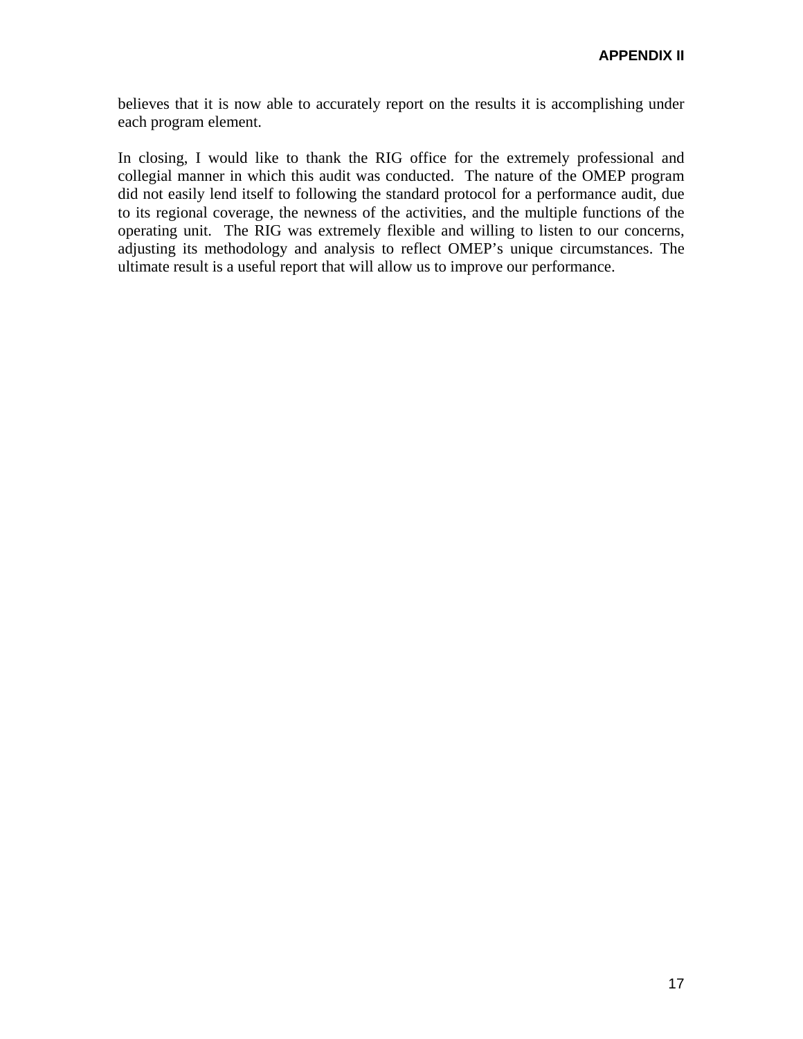believes that it is now able to accurately report on the results it is accomplishing under each program element.

In closing, I would like to thank the RIG office for the extremely professional and collegial manner in which this audit was conducted. The nature of the OMEP program did not easily lend itself to following the standard protocol for a performance audit, due to its regional coverage, the newness of the activities, and the multiple functions of the operating unit. The RIG was extremely flexible and willing to listen to our concerns, adjusting its methodology and analysis to reflect OMEP's unique circumstances. The ultimate result is a useful report that will allow us to improve our performance.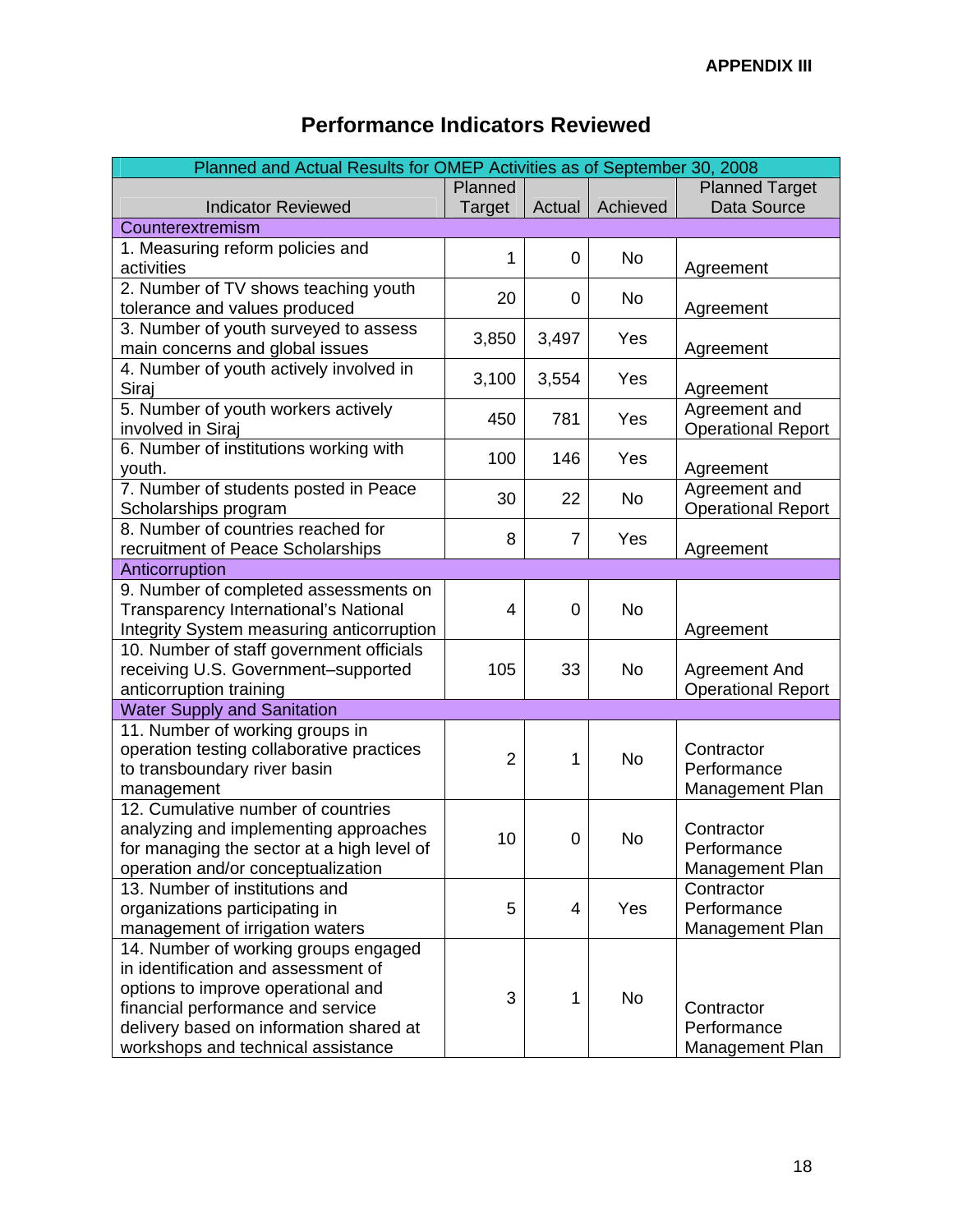**APPENDIX III**

# Performance Indicators Reviewed

| Planned and Actual Results for OMEP Activities as of September 30, 2008 | | | | |
|---|---|---|---|---|
| Indicator Reviewed | Planned Target | Actual | Achieved | Planned Target Data Source |
| **Counterextremism** | | | | |
| 1. Measuring reform policies and activities | 1 | 0 | No | Agreement |
| 2. Number of TV shows teaching youth tolerance and values produced | 20 | 0 | No | Agreement |
| 3. Number of youth surveyed to assess main concerns and global issues | 3,850 | 3,497 | Yes | Agreement |
| 4. Number of youth actively involved in Siraj | 3,100 | 3,554 | Yes | Agreement |
| 5. Number of youth workers actively involved in Siraj | 450 | 781 | Yes | Agreement and Operational Report |
| 6. Number of institutions working with youth. | 100 | 146 | Yes | Agreement |
| 7. Number of students posted in Peace Scholarships program | 30 | 22 | No | Agreement and Operational Report |
| 8. Number of countries reached for recruitment of Peace Scholarships | 8 | 7 | Yes | Agreement |
| **Anticorruption** | | | | |
| 9. Number of completed assessments on Transparency International's National Integrity System measuring anticorruption | 4 | 0 | No | Agreement |
| 10. Number of staff government officials receiving U.S. Government–supported anticorruption training | 105 | 33 | No | Agreement And Operational Report |
| **Water Supply and Sanitation** | | | | |
| 11. Number of working groups in operation testing collaborative practices to transboundary river basin management | 2 | 1 | No | Contractor Performance Management Plan |
| 12. Cumulative number of countries analyzing and implementing approaches for managing the sector at a high level of operation and/or conceptualization | 10 | 0 | No | Contractor Performance Management Plan |
| 13. Number of institutions and organizations participating in management of irrigation waters | 5 | 4 | Yes | Contractor Performance Management Plan |
| 14. Number of working groups engaged in identification and assessment of options to improve operational and financial performance and service delivery based on information shared at workshops and technical assistance | 3 | 1 | No | Contractor Performance Management Plan |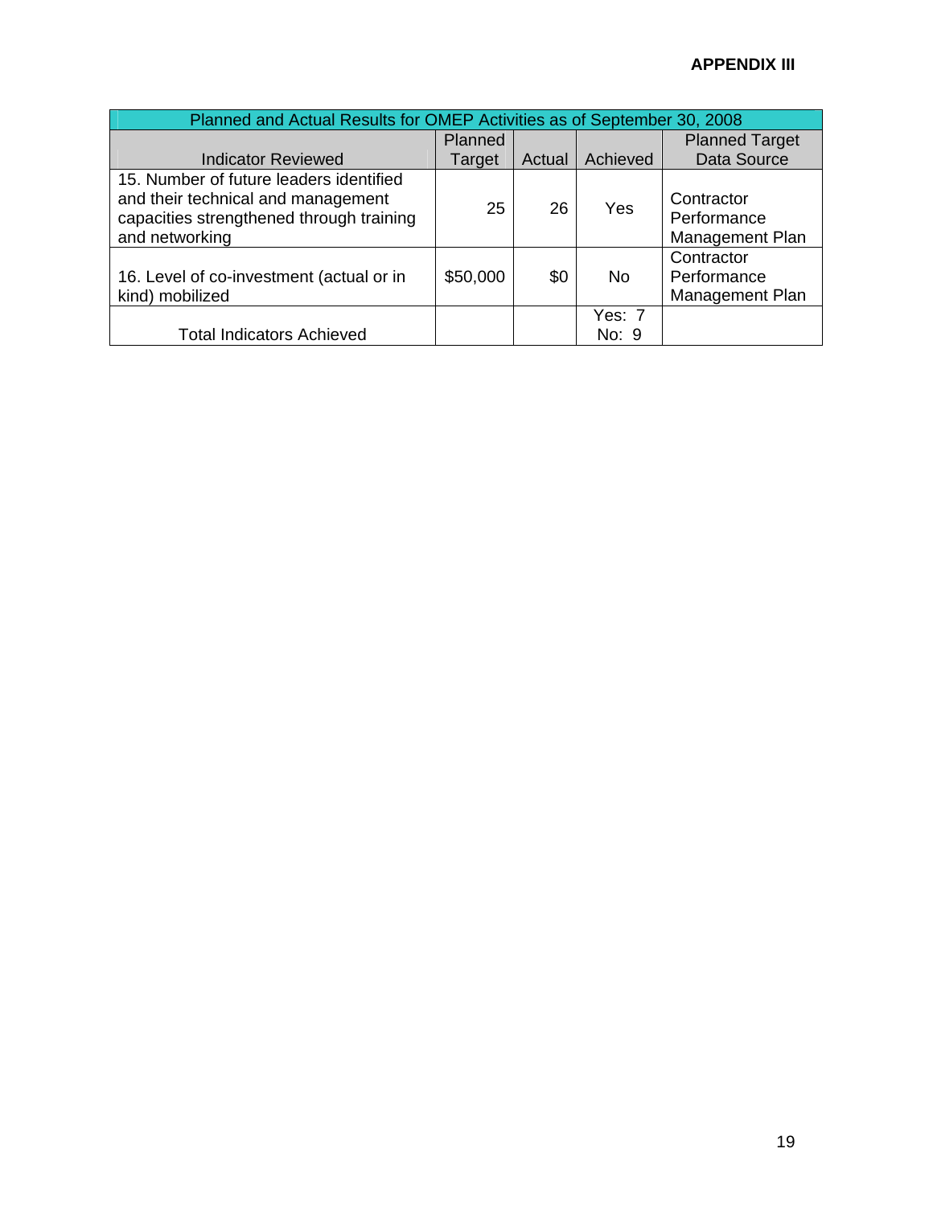**APPENDIX III**

| Planned and Actual Results for OMEP Activities as of September 30, 2008 | | | | |
|---|---|---|---|---|
| Indicator Reviewed | Planned Target | Actual | Achieved | Planned Target Data Source |
| 15. Number of future leaders identified and their technical and management capacities strengthened through training and networking | 25 | 26 | Yes | Contractor Performance Management Plan |
| 16. Level of co-investment (actual or in kind) mobilized | $50,000 | $0 | No | Contractor Performance Management Plan |
| Total Indicators Achieved | | | Yes: 7<br>No: 9 | |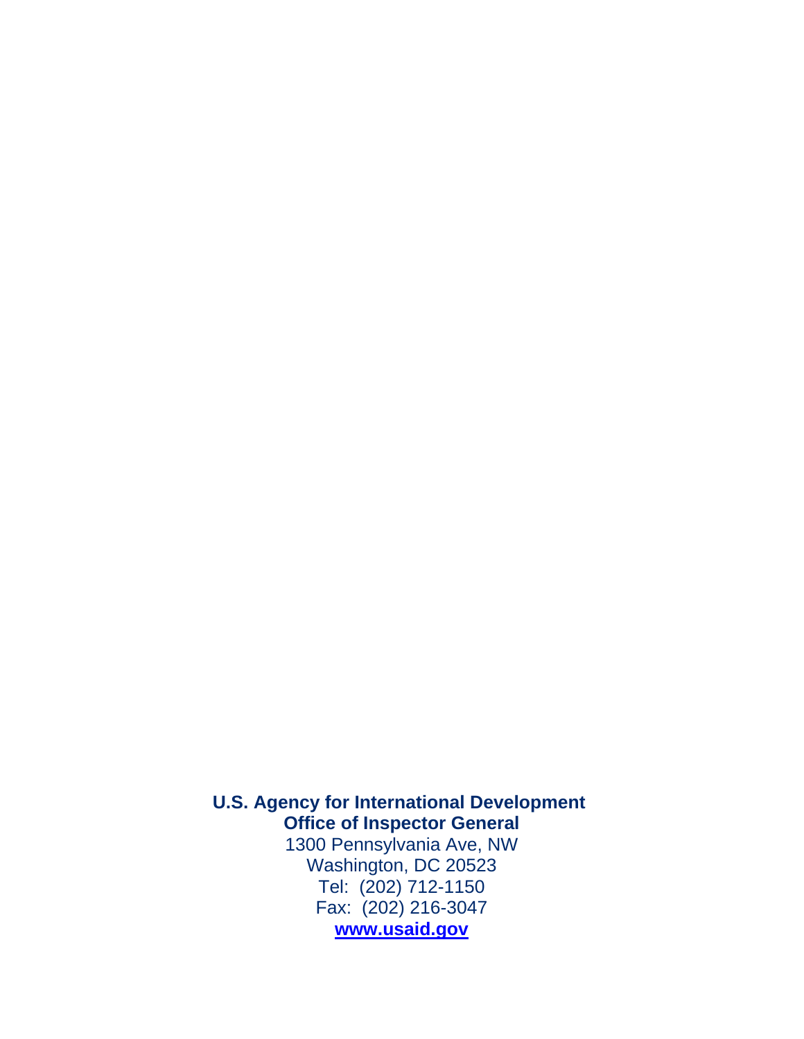**U.S. Agency for International Development**
**Office of Inspector General**
1300 Pennsylvania Ave, NW
Washington, DC 20523
Tel: (202) 712-1150
Fax: (202) 216-3047
**www.usaid.gov**